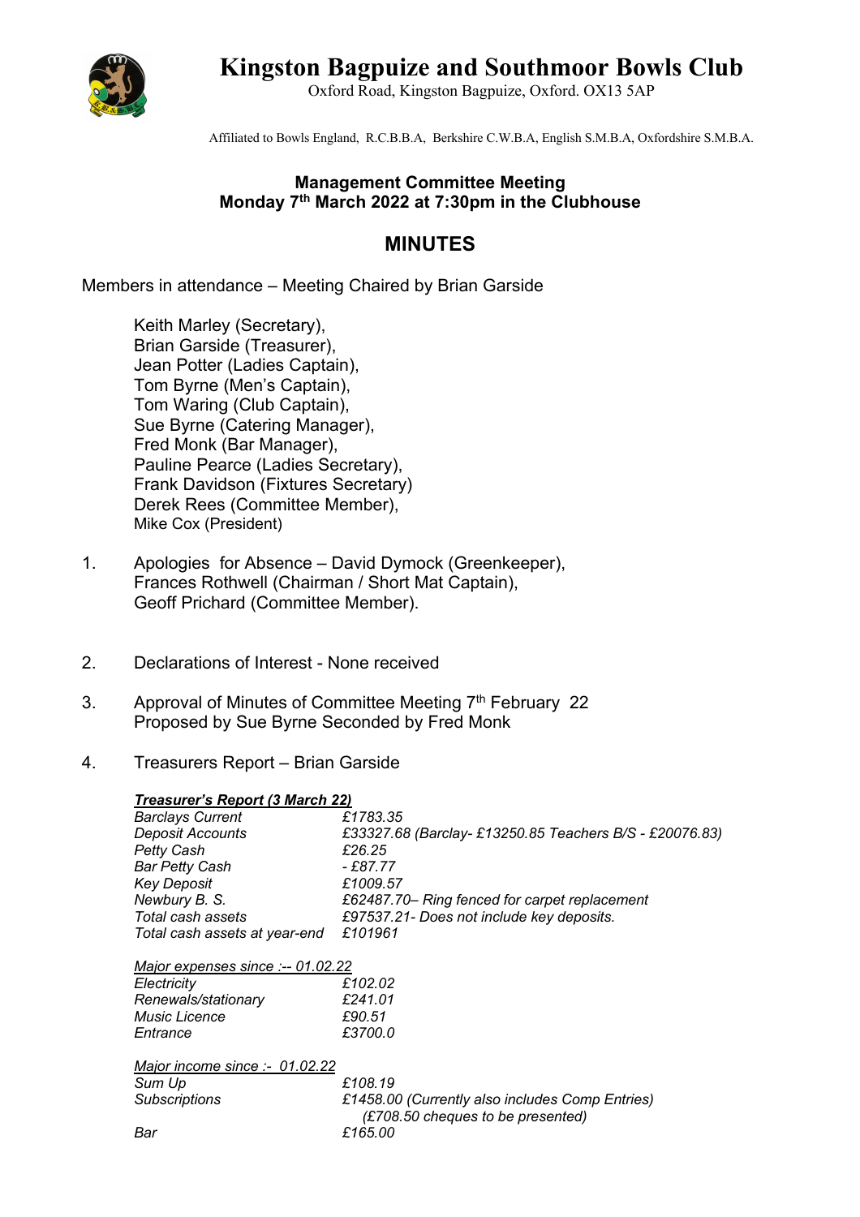# Kingston Bagpuize and Southmoor Bowls Club

Oxford Road, Kingston Bagpuize, Oxford. OX13 5AP

Affiliated to Bowls England, R.C.B.B.A, Berkshire C.W.B.A, English S.M.B.A, Oxfordshire S.M.B.A.

**Management Committee Meeting**
**Monday 7th March 2022 at 7:30pm in the Clubhouse**

## MINUTES

Members in attendance – Meeting Chaired by Brian Garside

Keith Marley (Secretary),
Brian Garside (Treasurer),
Jean Potter (Ladies Captain),
Tom Byrne (Men's Captain),
Tom Waring (Club Captain),
Sue Byrne (Catering Manager),
Fred Monk (Bar Manager),
Pauline Pearce (Ladies Secretary),
Frank Davidson (Fixtures Secretary)
Derek Rees (Committee Member),
Mike Cox (President)

1. Apologies for Absence – David Dymock (Greenkeeper),
   Frances Rothwell (Chairman / Short Mat Captain),
   Geoff Prichard (Committee Member).

2. Declarations of Interest - None received

3. Approval of Minutes of Committee Meeting 7th February 22
   Proposed by Sue Byrne Seconded by Fred Monk

4. Treasurers Report – Brian Garside

***Treasurer's Report (3 March 22)***

| | |
|---|---|
| *Barclays Current* | *£1783.35* |
| *Deposit Accounts* | *£33327.68 (Barclay- £13250.85 Teachers B/S - £20076.83)* |
| *Petty Cash* | *£26.25* |
| *Bar Petty Cash* | *- £87.77* |
| *Key Deposit* | *£1009.57* |
| *Newbury B. S.* | *£62487.70– Ring fenced for carpet replacement* |
| *Total cash assets* | *£97537.21- Does not include key deposits.* |
| *Total cash assets at year-end* | *£101961* |

*Major expenses since :-- 01.02.22*

| | |
|---|---|
| *Electricity* | *£102.02* |
| *Renewals/stationary* | *£241.01* |
| *Music Licence* | *£90.51* |
| *Entrance* | *£3700.0* |

*Major income since :- 01.02.22*

| | |
|---|---|
| *Sum Up* | *£108.19* |
| *Subscriptions* | *£1458.00 (Currently also includes Comp Entries) (£708.50 cheques to be presented)* |
| *Bar* | *£165.00* |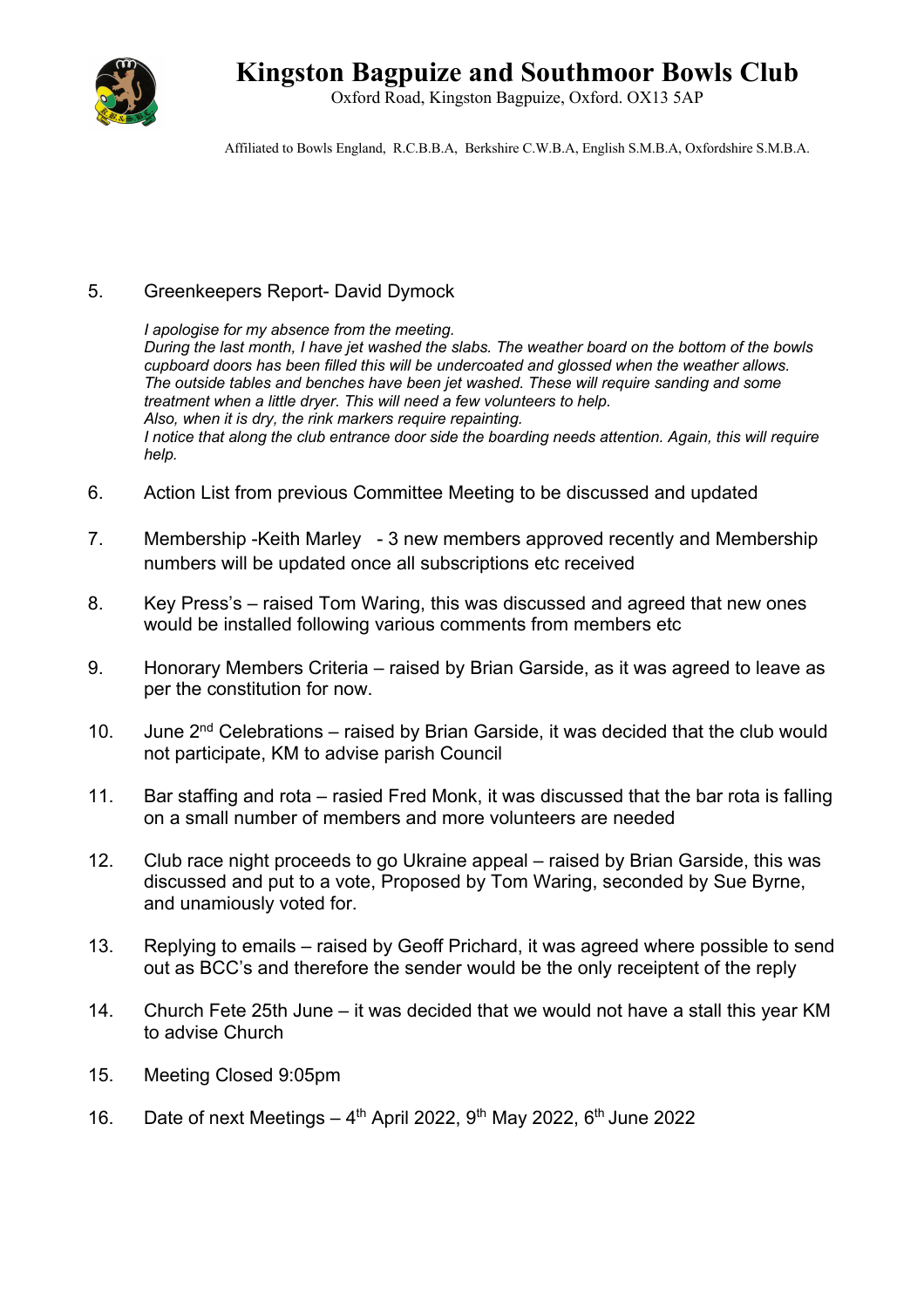# Kingston Bagpuize and Southmoor Bowls Club

Oxford Road, Kingston Bagpuize, Oxford. OX13 5AP

Affiliated to Bowls England, R.C.B.B.A, Berkshire C.W.B.A, English S.M.B.A, Oxfordshire S.M.B.A.

5. Greenkeepers Report- David Dymock

   *I apologise for my absence from the meeting.*
   *During the last month, I have jet washed the slabs. The weather board on the bottom of the bowls cupboard doors has been filled this will be undercoated and glossed when the weather allows.*
   *The outside tables and benches have been jet washed. These will require sanding and some treatment when a little dryer. This will need a few volunteers to help.*
   *Also, when it is dry, the rink markers require repainting.*
   *I notice that along the club entrance door side the boarding needs attention. Again, this will require help.*

6. Action List from previous Committee Meeting to be discussed and updated

7. Membership -Keith Marley - 3 new members approved recently and Membership numbers will be updated once all subscriptions etc received

8. Key Press's – raised Tom Waring, this was discussed and agreed that new ones would be installed following various comments from members etc

9. Honorary Members Criteria – raised by Brian Garside, as it was agreed to leave as per the constitution for now.

10. June 2nd Celebrations – raised by Brian Garside, it was decided that the club would not participate, KM to advise parish Council

11. Bar staffing and rota – rasied Fred Monk, it was discussed that the bar rota is falling on a small number of members and more volunteers are needed

12. Club race night proceeds to go Ukraine appeal – raised by Brian Garside, this was discussed and put to a vote, Proposed by Tom Waring, seconded by Sue Byrne, and unamiously voted for.

13. Replying to emails – raised by Geoff Prichard, it was agreed where possible to send out as BCC's and therefore the sender would be the only receiptent of the reply

14. Church Fete 25th June – it was decided that we would not have a stall this year KM to advise Church

15. Meeting Closed 9:05pm

16. Date of next Meetings – 4th April 2022, 9th May 2022, 6th June 2022